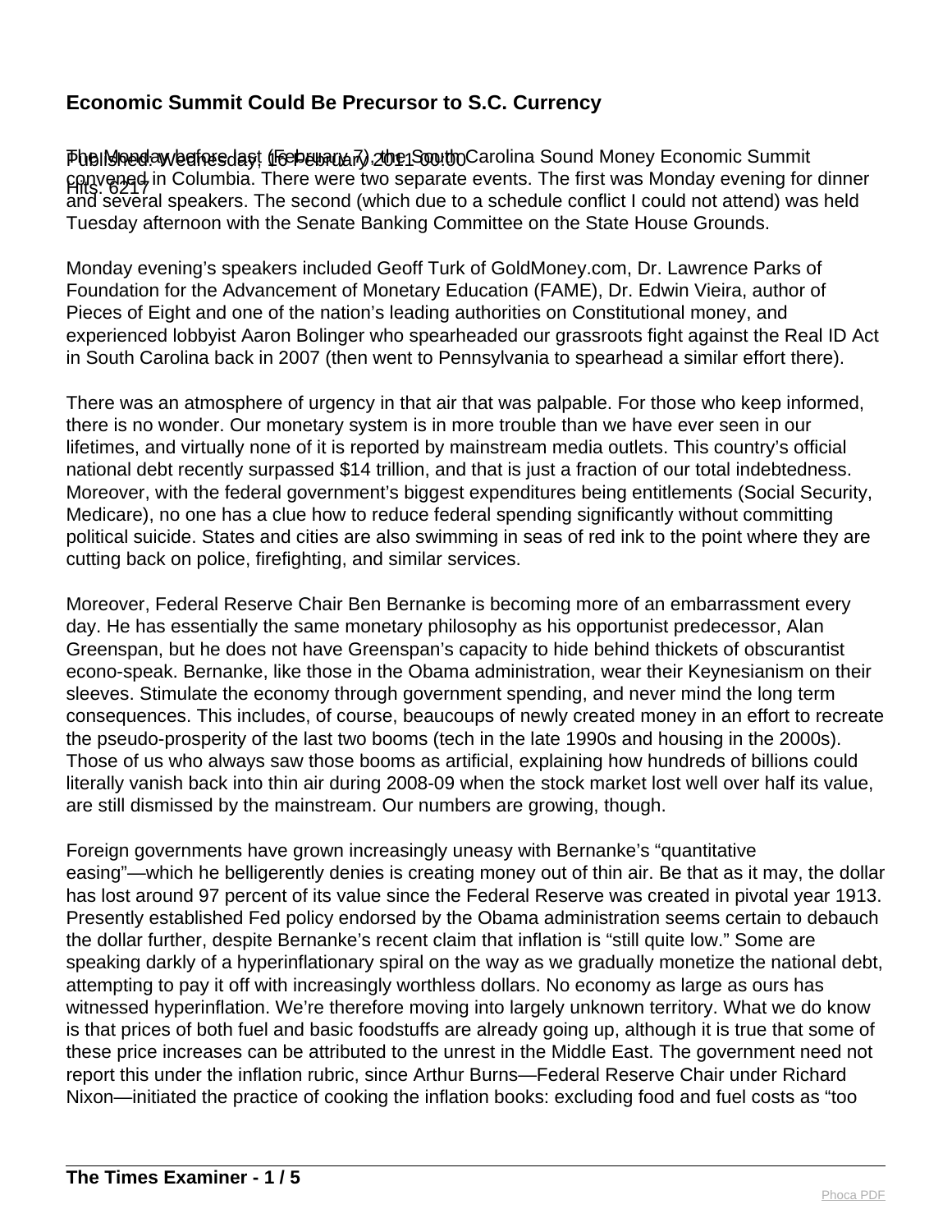## Economic Summit Could Be Precursor to S.C. Currency

Published: Wednesday, 16 February 2011 00:00
Hits: 6217

The Monday before last (February 7), the South Carolina Sound Money Economic Summit convened in Columbia. There were two separate events. The first was Monday evening for dinner and several speakers. The second (which due to a schedule conflict I could not attend) was held Tuesday afternoon with the Senate Banking Committee on the State House Grounds.

Monday evening's speakers included Geoff Turk of GoldMoney.com, Dr. Lawrence Parks of Foundation for the Advancement of Monetary Education (FAME), Dr. Edwin Vieira, author of Pieces of Eight and one of the nation's leading authorities on Constitutional money, and experienced lobbyist Aaron Bolinger who spearheaded our grassroots fight against the Real ID Act in South Carolina back in 2007 (then went to Pennsylvania to spearhead a similar effort there).

There was an atmosphere of urgency in that air that was palpable. For those who keep informed, there is no wonder. Our monetary system is in more trouble than we have ever seen in our lifetimes, and virtually none of it is reported by mainstream media outlets. This country's official national debt recently surpassed $14 trillion, and that is just a fraction of our total indebtedness. Moreover, with the federal government's biggest expenditures being entitlements (Social Security, Medicare), no one has a clue how to reduce federal spending significantly without committing political suicide. States and cities are also swimming in seas of red ink to the point where they are cutting back on police, firefighting, and similar services.

Moreover, Federal Reserve Chair Ben Bernanke is becoming more of an embarrassment every day. He has essentially the same monetary philosophy as his opportunist predecessor, Alan Greenspan, but he does not have Greenspan's capacity to hide behind thickets of obscurantist econo-speak. Bernanke, like those in the Obama administration, wear their Keynesianism on their sleeves. Stimulate the economy through government spending, and never mind the long term consequences. This includes, of course, beaucoups of newly created money in an effort to recreate the pseudo-prosperity of the last two booms (tech in the late 1990s and housing in the 2000s). Those of us who always saw those booms as artificial, explaining how hundreds of billions could literally vanish back into thin air during 2008-09 when the stock market lost well over half its value, are still dismissed by the mainstream. Our numbers are growing, though.

Foreign governments have grown increasingly uneasy with Bernanke's "quantitative easing"—which he belligerently denies is creating money out of thin air. Be that as it may, the dollar has lost around 97 percent of its value since the Federal Reserve was created in pivotal year 1913. Presently established Fed policy endorsed by the Obama administration seems certain to debauch the dollar further, despite Bernanke's recent claim that inflation is "still quite low." Some are speaking darkly of a hyperinflationary spiral on the way as we gradually monetize the national debt, attempting to pay it off with increasingly worthless dollars. No economy as large as ours has witnessed hyperinflation. We're therefore moving into largely unknown territory. What we do know is that prices of both fuel and basic foodstuffs are already going up, although it is true that some of these price increases can be attributed to the unrest in the Middle East. The government need not report this under the inflation rubric, since Arthur Burns—Federal Reserve Chair under Richard Nixon—initiated the practice of cooking the inflation books: excluding food and fuel costs as "too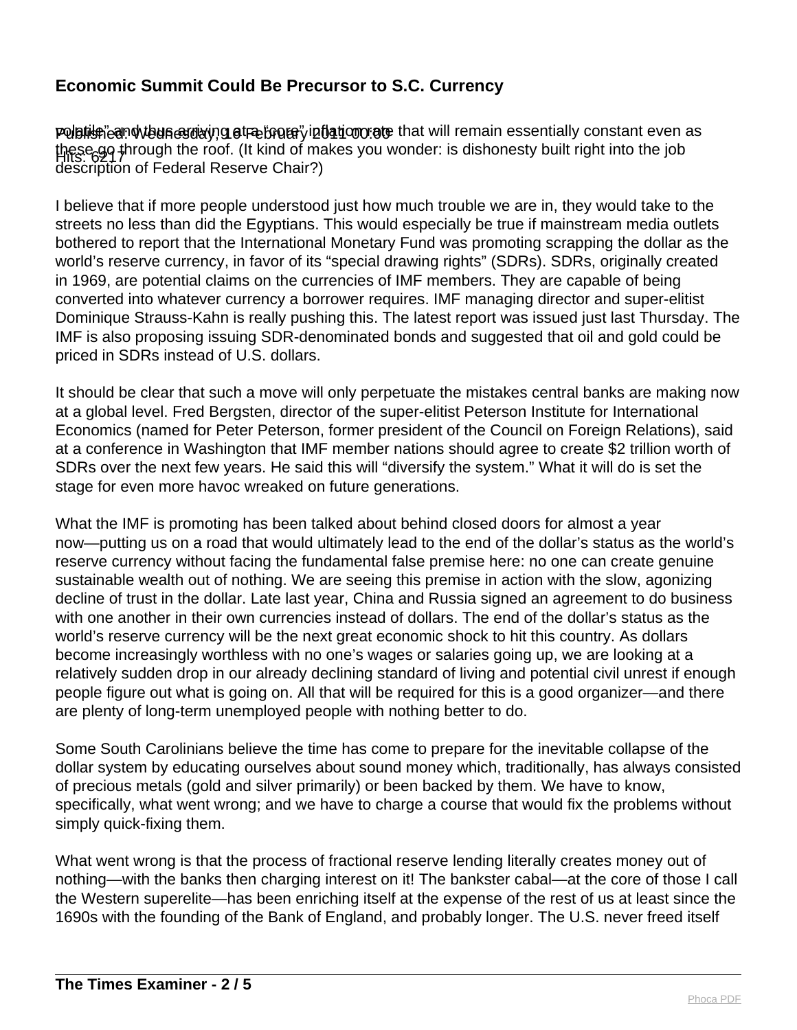volatile" and thus arriving at a "core" inflation rate that will remain essentially constant even as these go through the roof. (It kind of makes you wonder: is dishonesty built right into the job description of Federal Reserve Chair?)

I believe that if more people understood just how much trouble we are in, they would take to the streets no less than did the Egyptians. This would especially be true if mainstream media outlets bothered to report that the International Monetary Fund was promoting scrapping the dollar as the world's reserve currency, in favor of its "special drawing rights" (SDRs). SDRs, originally created in 1969, are potential claims on the currencies of IMF members. They are capable of being converted into whatever currency a borrower requires. IMF managing director and super-elitist Dominique Strauss-Kahn is really pushing this. The latest report was issued just last Thursday. The IMF is also proposing issuing SDR-denominated bonds and suggested that oil and gold could be priced in SDRs instead of U.S. dollars.

It should be clear that such a move will only perpetuate the mistakes central banks are making now at a global level. Fred Bergsten, director of the super-elitist Peterson Institute for International Economics (named for Peter Peterson, former president of the Council on Foreign Relations), said at a conference in Washington that IMF member nations should agree to create $2 trillion worth of SDRs over the next few years. He said this will "diversify the system." What it will do is set the stage for even more havoc wreaked on future generations.

What the IMF is promoting has been talked about behind closed doors for almost a year now—putting us on a road that would ultimately lead to the end of the dollar's status as the world's reserve currency without facing the fundamental false premise here: no one can create genuine sustainable wealth out of nothing. We are seeing this premise in action with the slow, agonizing decline of trust in the dollar. Late last year, China and Russia signed an agreement to do business with one another in their own currencies instead of dollars. The end of the dollar's status as the world's reserve currency will be the next great economic shock to hit this country. As dollars become increasingly worthless with no one's wages or salaries going up, we are looking at a relatively sudden drop in our already declining standard of living and potential civil unrest if enough people figure out what is going on. All that will be required for this is a good organizer—and there are plenty of long-term unemployed people with nothing better to do.

Some South Carolinians believe the time has come to prepare for the inevitable collapse of the dollar system by educating ourselves about sound money which, traditionally, has always consisted of precious metals (gold and silver primarily) or been backed by them. We have to know, specifically, what went wrong; and we have to charge a course that would fix the problems without simply quick-fixing them.

What went wrong is that the process of fractional reserve lending literally creates money out of nothing—with the banks then charging interest on it! The bankster cabal—at the core of those I call the Western superelite—has been enriching itself at the expense of the rest of us at least since the 1690s with the founding of the Bank of England, and probably longer. The U.S. never freed itself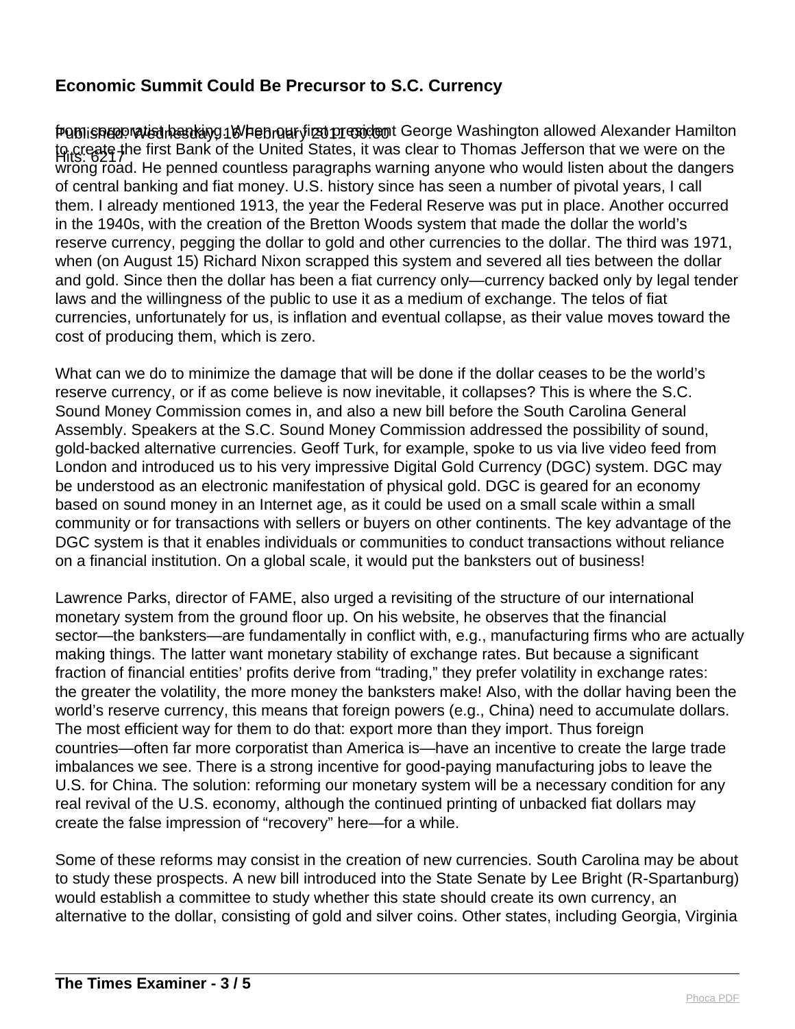## Economic Summit Could Be Precursor to S.C. Currency

Published: Wednesday, 16 February 2011 00:00
Hits: 6217

from corporatist banking. When our first president George Washington allowed Alexander Hamilton to create the first Bank of the United States, it was clear to Thomas Jefferson that we were on the wrong road. He penned countless paragraphs warning anyone who would listen about the dangers of central banking and fiat money. U.S. history since has seen a number of pivotal years, I call them. I already mentioned 1913, the year the Federal Reserve was put in place. Another occurred in the 1940s, with the creation of the Bretton Woods system that made the dollar the world's reserve currency, pegging the dollar to gold and other currencies to the dollar. The third was 1971, when (on August 15) Richard Nixon scrapped this system and severed all ties between the dollar and gold. Since then the dollar has been a fiat currency only—currency backed only by legal tender laws and the willingness of the public to use it as a medium of exchange. The telos of fiat currencies, unfortunately for us, is inflation and eventual collapse, as their value moves toward the cost of producing them, which is zero.

What can we do to minimize the damage that will be done if the dollar ceases to be the world's reserve currency, or if as come believe is now inevitable, it collapses? This is where the S.C. Sound Money Commission comes in, and also a new bill before the South Carolina General Assembly. Speakers at the S.C. Sound Money Commission addressed the possibility of sound, gold-backed alternative currencies. Geoff Turk, for example, spoke to us via live video feed from London and introduced us to his very impressive Digital Gold Currency (DGC) system. DGC may be understood as an electronic manifestation of physical gold. DGC is geared for an economy based on sound money in an Internet age, as it could be used on a small scale within a small community or for transactions with sellers or buyers on other continents. The key advantage of the DGC system is that it enables individuals or communities to conduct transactions without reliance on a financial institution. On a global scale, it would put the banksters out of business!

Lawrence Parks, director of FAME, also urged a revisiting of the structure of our international monetary system from the ground floor up. On his website, he observes that the financial sector—the banksters—are fundamentally in conflict with, e.g., manufacturing firms who are actually making things. The latter want monetary stability of exchange rates. But because a significant fraction of financial entities' profits derive from "trading," they prefer volatility in exchange rates: the greater the volatility, the more money the banksters make! Also, with the dollar having been the world's reserve currency, this means that foreign powers (e.g., China) need to accumulate dollars. The most efficient way for them to do that: export more than they import. Thus foreign countries—often far more corporatist than America is—have an incentive to create the large trade imbalances we see. There is a strong incentive for good-paying manufacturing jobs to leave the U.S. for China. The solution: reforming our monetary system will be a necessary condition for any real revival of the U.S. economy, although the continued printing of unbacked fiat dollars may create the false impression of "recovery" here—for a while.

Some of these reforms may consist in the creation of new currencies. South Carolina may be about to study these prospects. A new bill introduced into the State Senate by Lee Bright (R-Spartanburg) would establish a committee to study whether this state should create its own currency, an alternative to the dollar, consisting of gold and silver coins. Other states, including Georgia, Virginia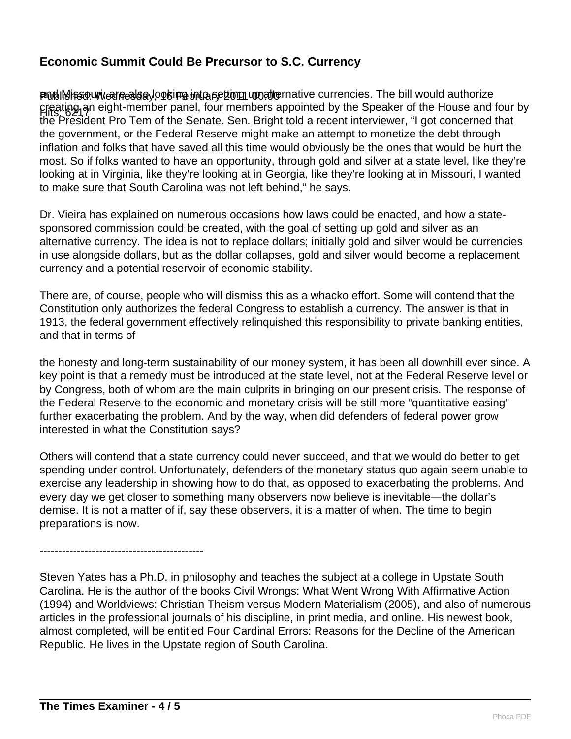and Missouri, are also looking into setting up alternative currencies. The bill would authorize creating an eight-member panel, four members appointed by the Speaker of the House and four by the President Pro Tem of the Senate. Sen. Bright told a recent interviewer, "I got concerned that the government, or the Federal Reserve might make an attempt to monetize the debt through inflation and folks that have saved all this time would obviously be the ones that would be hurt the most. So if folks wanted to have an opportunity, through gold and silver at a state level, like they're looking at in Virginia, like they're looking at in Georgia, like they're looking at in Missouri, I wanted to make sure that South Carolina was not left behind," he says.

Dr. Vieira has explained on numerous occasions how laws could be enacted, and how a state-sponsored commission could be created, with the goal of setting up gold and silver as an alternative currency. The idea is not to replace dollars; initially gold and silver would be currencies in use alongside dollars, but as the dollar collapses, gold and silver would become a replacement currency and a potential reservoir of economic stability.

There are, of course, people who will dismiss this as a whacko effort. Some will contend that the Constitution only authorizes the federal Congress to establish a currency. The answer is that in 1913, the federal government effectively relinquished this responsibility to private banking entities, and that in terms of the honesty and long-term sustainability of our money system, it has been all downhill ever since. A key point is that a remedy must be introduced at the state level, not at the Federal Reserve level or by Congress, both of whom are the main culprits in bringing on our present crisis. The response of the Federal Reserve to the economic and monetary crisis will be still more "quantitative easing" further exacerbating the problem. And by the way, when did defenders of federal power grow interested in what the Constitution says?

Others will contend that a state currency could never succeed, and that we would do better to get spending under control. Unfortunately, defenders of the monetary status quo again seem unable to exercise any leadership in showing how to do that, as opposed to exacerbating the problems. And every day we get closer to something many observers now believe is inevitable—the dollar's demise. It is not a matter of if, say these observers, it is a matter of when. The time to begin preparations is now.

---

Steven Yates has a Ph.D. in philosophy and teaches the subject at a college in Upstate South Carolina. He is the author of the books Civil Wrongs: What Went Wrong With Affirmative Action (1994) and Worldviews: Christian Theism versus Modern Materialism (2005), and also of numerous articles in the professional journals of his discipline, in print media, and online. His newest book, almost completed, will be entitled Four Cardinal Errors: Reasons for the Decline of the American Republic. He lives in the Upstate region of South Carolina.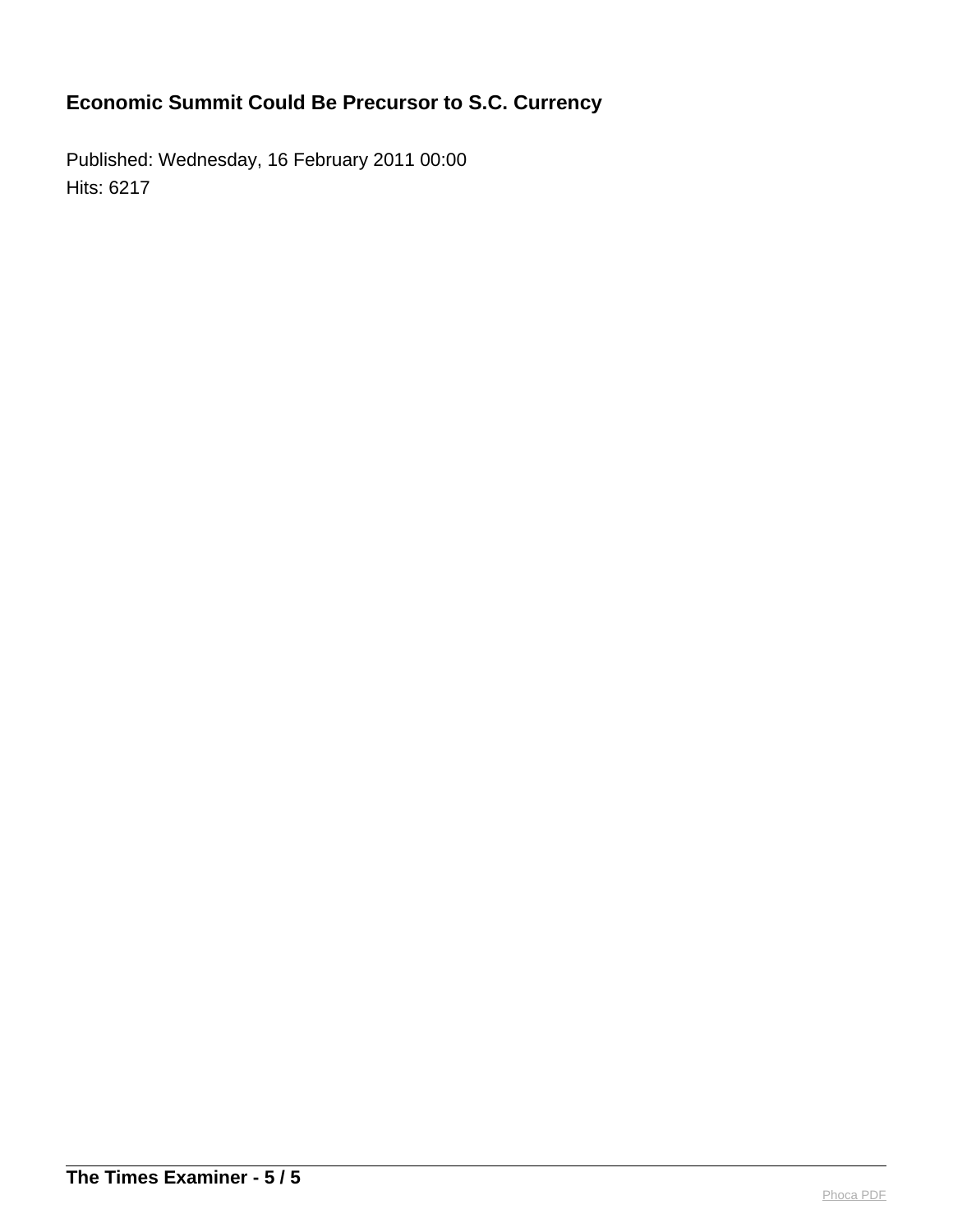### Economic Summit Could Be Precursor to S.C. Currency

Published: Wednesday, 16 February 2011 00:00
Hits: 6217